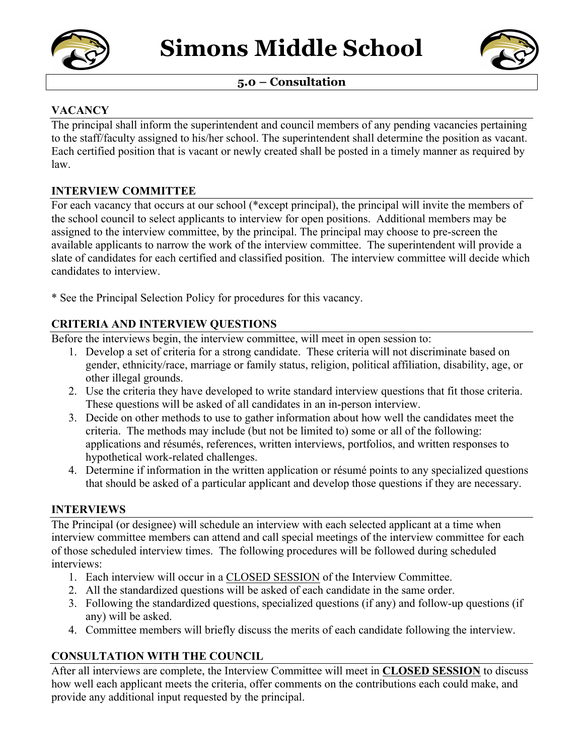# Simons Middle School

## 5.0 – Consultation

### VACANCY

The principal shall inform the superintendent and council members of any pending vacancies pertaining to the staff/faculty assigned to his/her school. The superintendent shall determine the position as vacant. Each certified position that is vacant or newly created shall be posted in a timely manner as required by law.

### INTERVIEW COMMITTEE

For each vacancy that occurs at our school (*except principal), the principal will invite the members of the school council to select applicants to interview for open positions. Additional members may be assigned to the interview committee, by the principal. The principal may choose to pre-screen the available applicants to narrow the work of the interview committee. The superintendent will provide a slate of candidates for each certified and classified position. The interview committee will decide which candidates to interview.

* See the Principal Selection Policy for procedures for this vacancy.

### CRITERIA AND INTERVIEW QUESTIONS

Before the interviews begin, the interview committee, will meet in open session to:

1. Develop a set of criteria for a strong candidate. These criteria will not discriminate based on gender, ethnicity/race, marriage or family status, religion, political affiliation, disability, age, or other illegal grounds.
2. Use the criteria they have developed to write standard interview questions that fit those criteria. These questions will be asked of all candidates in an in-person interview.
3. Decide on other methods to use to gather information about how well the candidates meet the criteria. The methods may include (but not be limited to) some or all of the following: applications and résumés, references, written interviews, portfolios, and written responses to hypothetical work-related challenges.
4. Determine if information in the written application or résumé points to any specialized questions that should be asked of a particular applicant and develop those questions if they are necessary.

### INTERVIEWS

The Principal (or designee) will schedule an interview with each selected applicant at a time when interview committee members can attend and call special meetings of the interview committee for each of those scheduled interview times. The following procedures will be followed during scheduled interviews:

1. Each interview will occur in a CLOSED SESSION of the Interview Committee.
2. All the standardized questions will be asked of each candidate in the same order.
3. Following the standardized questions, specialized questions (if any) and follow-up questions (if any) will be asked.
4. Committee members will briefly discuss the merits of each candidate following the interview.

### CONSULTATION WITH THE COUNCIL

After all interviews are complete, the Interview Committee will meet in **CLOSED SESSION** to discuss how well each applicant meets the criteria, offer comments on the contributions each could make, and provide any additional input requested by the principal.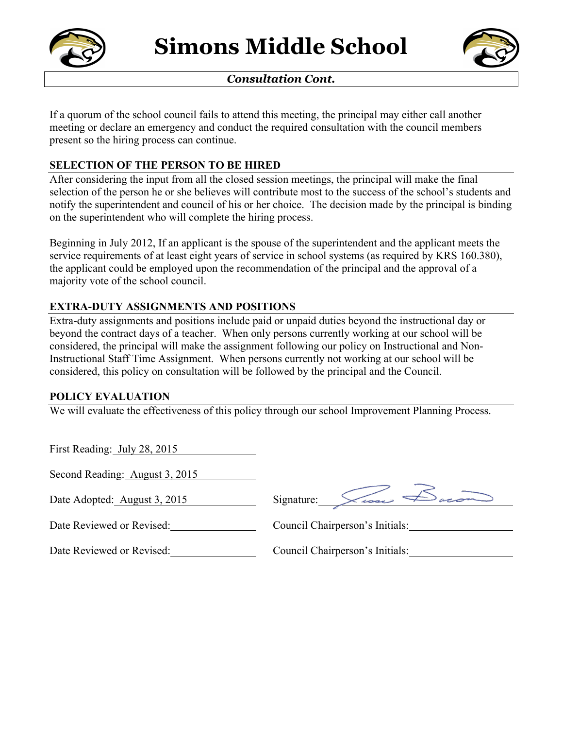# Simons Middle School

***Consultation Cont.***

If a quorum of the school council fails to attend this meeting, the principal may either call another meeting or declare an emergency and conduct the required consultation with the council members present so the hiring process can continue.

## SELECTION OF THE PERSON TO BE HIRED

After considering the input from all the closed session meetings, the principal will make the final selection of the person he or she believes will contribute most to the success of the school's students and notify the superintendent and council of his or her choice. The decision made by the principal is binding on the superintendent who will complete the hiring process.

Beginning in July 2012, If an applicant is the spouse of the superintendent and the applicant meets the service requirements of at least eight years of service in school systems (as required by KRS 160.380), the applicant could be employed upon the recommendation of the principal and the approval of a majority vote of the school council.

## EXTRA-DUTY ASSIGNMENTS AND POSITIONS

Extra-duty assignments and positions include paid or unpaid duties beyond the instructional day or beyond the contract days of a teacher. When only persons currently working at our school will be considered, the principal will make the assignment following our policy on Instructional and Non-Instructional Staff Time Assignment. When persons currently not working at our school will be considered, this policy on consultation will be followed by the principal and the Council.

## POLICY EVALUATION

We will evaluate the effectiveness of this policy through our school Improvement Planning Process.

First Reading: July 28, 2015

Second Reading: August 3, 2015

Date Adopted: August 3, 2015 Signature: [signature]

Date Reviewed or Revised: ________ Council Chairperson's Initials: ________

Date Reviewed or Revised: ________ Council Chairperson's Initials: ________